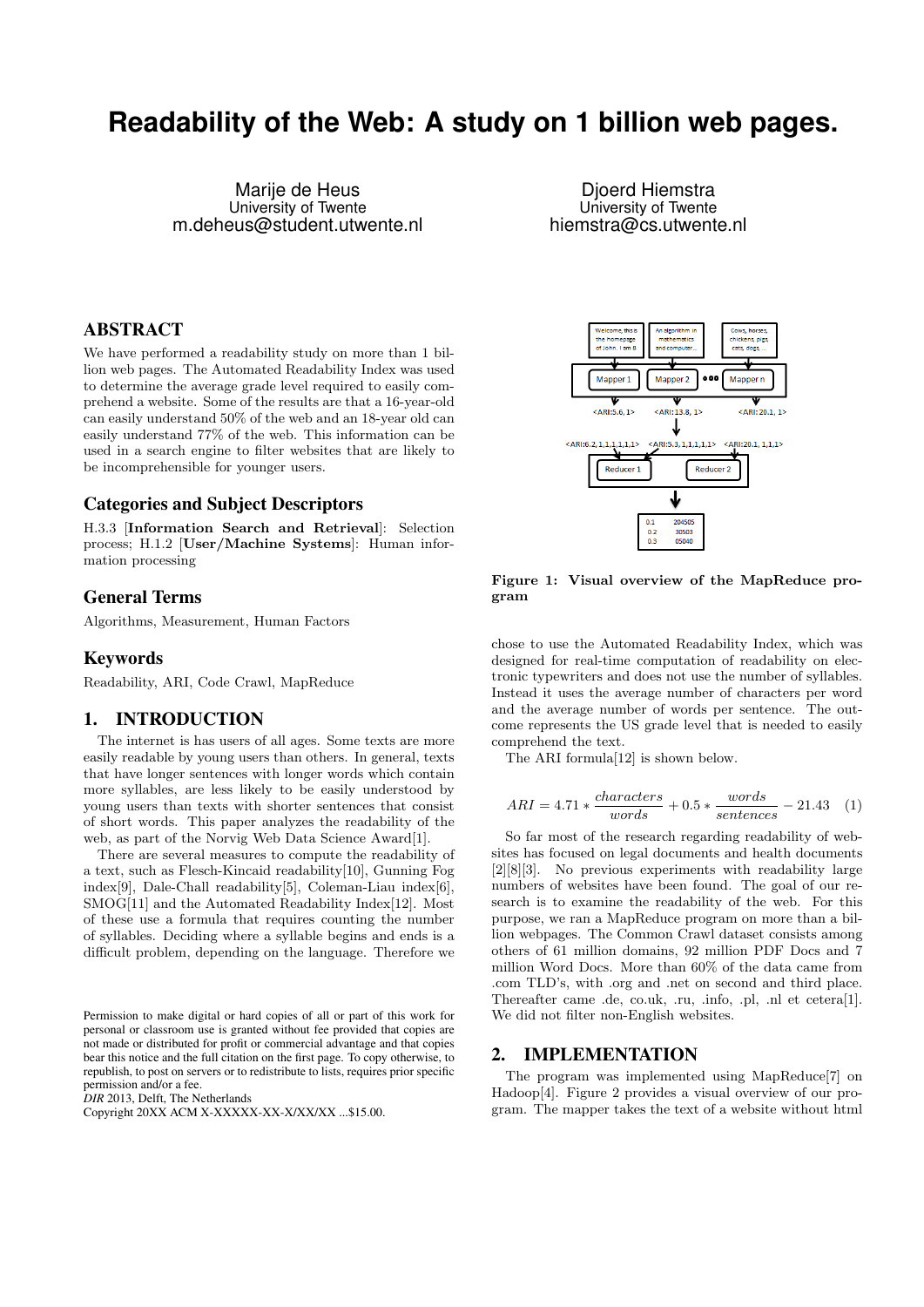# Readability of the Web: A study on 1 billion web pages.

Marije de Heus
University of Twente
m.deheus@student.utwente.nl

Djoerd Hiemstra
University of Twente
hiemstra@cs.utwente.nl

## ABSTRACT

We have performed a readability study on more than 1 billion web pages. The Automated Readability Index was used to determine the average grade level required to easily comprehend a website. Some of the results are that a 16-year-old can easily understand 50% of the web and an 18-year old can easily understand 77% of the web. This information can be used in a search engine to filter websites that are likely to be incomprehensible for younger users.

## Categories and Subject Descriptors

H.3.3 [**Information Search and Retrieval**]: Selection process; H.1.2 [**User/Machine Systems**]: Human information processing

## General Terms

Algorithms, Measurement, Human Factors

## Keywords

Readability, ARI, Code Crawl, MapReduce

## 1. INTRODUCTION

The internet is has users of all ages. Some texts are more easily readable by young users than others. In general, texts that have longer sentences with longer words which contain more syllables, are less likely to be easily understood by young users than texts with shorter sentences that consist of short words. This paper analyzes the readability of the web, as part of the Norvig Web Data Science Award[1].

There are several measures to compute the readability of a text, such as Flesch-Kincaid readability[10], Gunning Fog index[9], Dale-Chall readability[5], Coleman-Liau index[6], SMOG[11] and the Automated Readability Index[12]. Most of these use a formula that requires counting the number of syllables. Deciding where a syllable begins and ends is a difficult problem, depending on the language. Therefore we chose to use the Automated Readability Index, which was designed for real-time computation of readability on electronic typewriters and does not use the number of syllables. Instead it uses the average number of characters per word and the average number of words per sentence. The outcome represents the US grade level that is needed to easily comprehend the text.

Welcome, this is the homepage of John. I am 8

An algorithm in mathematics and computer...

Cows, horses, chickens, pigs, cats, dogs, ...

Mapper 1 | Mapper 2 | ... | Mapper n

<ARI:5.6, 1> <ARI:13.8, 1> <ARI:20.1, 1>

<ARI:6.2,1,1,1,1,1,1> <ARI:5.3,1,1,1,1,1> <ARI:20.1, 1,1,1>

Reducer 1 | Reducer 2

| | |
|---|---|
| 0.1 | 204505 |
| 0.2 | 30503 |
| 0.3 | 05040 |

**Figure 1: Visual overview of the MapReduce program**

The ARI formula[12] is shown below.

$$ARI = 4.71 * \frac{characters}{words} + 0.5 * \frac{words}{sentences} - 21.43 \quad (1)$$

So far most of the research regarding readability of websites has focused on legal documents and health documents [2][8][3]. No previous experiments with readability large numbers of websites have been found. The goal of our research is to examine the readability of the web. For this purpose, we ran a MapReduce program on more than a billion webpages. The Common Crawl dataset consists among others of 61 million domains, 92 million PDF Docs and 7 million Word Docs. More than 60% of the data came from .com TLD's, with .org and .net on second and third place. Thereafter came .de, co.uk, .ru, .info, .pl, .nl et cetera[1]. We did not filter non-English websites.

## 2. IMPLEMENTATION

The program was implemented using MapReduce[7] on Hadoop[4]. Figure 2 provides a visual overview of our program. The mapper takes the text of a website without html

Permission to make digital or hard copies of all or part of this work for personal or classroom use is granted without fee provided that copies are not made or distributed for profit or commercial advantage and that copies bear this notice and the full citation on the first page. To copy otherwise, to republish, to post on servers or to redistribute to lists, requires prior specific permission and/or a fee.
*DIR* 2013, Delft, The Netherlands
Copyright 20XX ACM X-XXXXX-XX-X/XX/XX ...$15.00.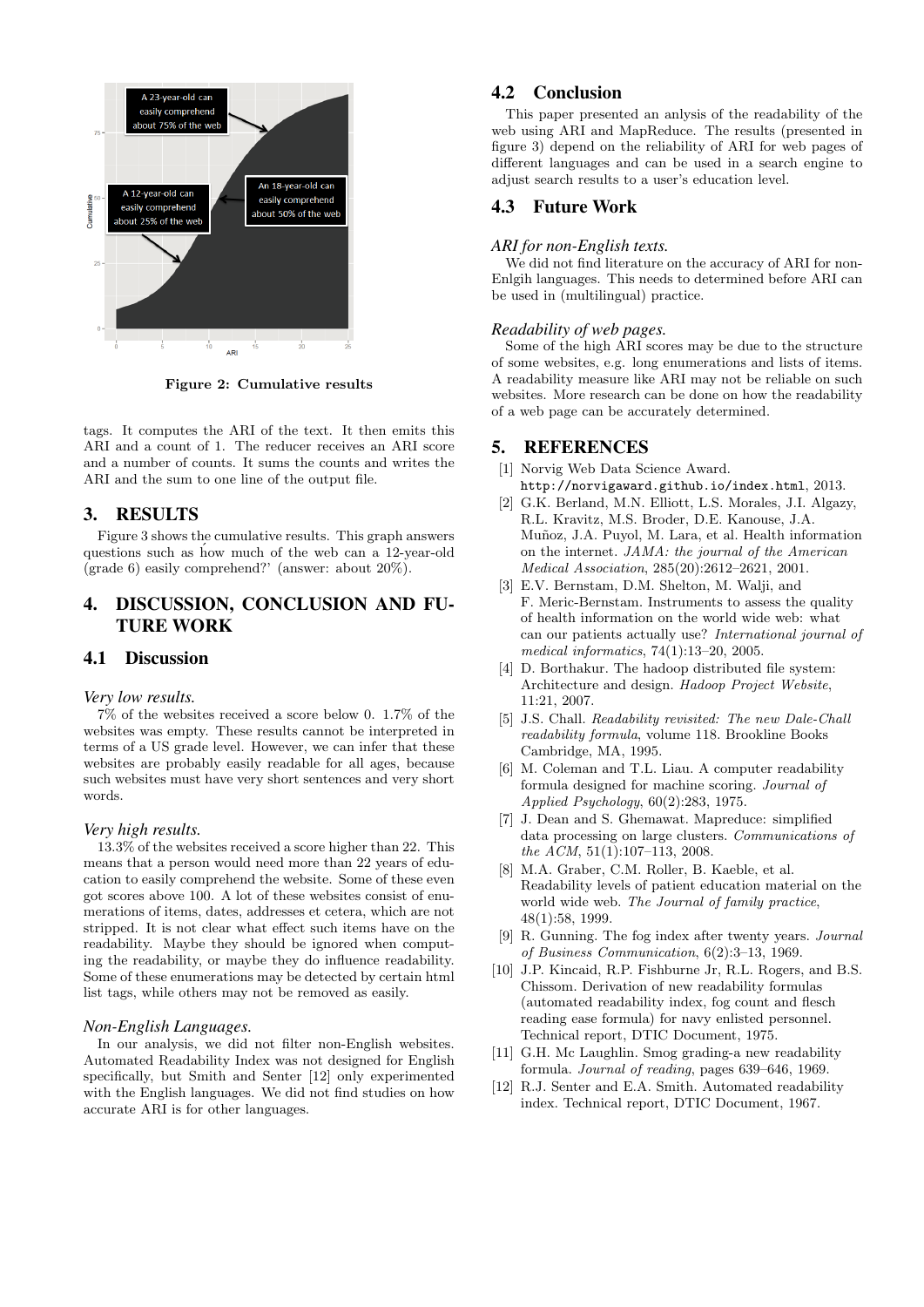A 23-year-old can easily comprehend about 75% of the web

An 18-year-old can easily comprehend about 50% of the web

A 12-year-old can easily comprehend about 25% of the web

Cumulative

75

50

25

0

0 5 10 15 20 25

ARI

**Figure 2: Cumulative results**

tags. It computes the ARI of the text. It then emits this ARI and a count of 1. The reducer receives an ARI score and a number of counts. It sums the counts and writes the ARI and the sum to one line of the output file.

## 3. RESULTS

Figure 3 shows the cumulative results. This graph answers questions such as ´how much of the web can a 12-year-old (grade 6) easily comprehend?' (answer: about 20%).

## 4. DISCUSSION, CONCLUSION AND FUTURE WORK

### 4.1 Discussion

*Very low results.*

7% of the websites received a score below 0. 1.7% of the websites was empty. These results cannot be interpreted in terms of a US grade level. However, we can infer that these websites are probably easily readable for all ages, because such websites must have very short sentences and very short words.

*Very high results.*

13.3% of the websites received a score higher than 22. This means that a person would need more than 22 years of education to easily comprehend the website. Some of these even got scores above 100. A lot of these websites consist of enumerations of items, dates, addresses et cetera, which are not stripped. It is not clear what effect such items have on the readability. Maybe they should be ignored when computing the readability, or maybe they do influence readability. Some of these enumerations may be detected by certain html list tags, while others may not be removed as easily.

*Non-English Languages.*

In our analysis, we did not filter non-English websites. Automated Readability Index was not designed for English specifically, but Smith and Senter [12] only experimented with the English languages. We did not find studies on how accurate ARI is for other languages.

### 4.2 Conclusion

This paper presented an anlysis of the readability of the web using ARI and MapReduce. The results (presented in figure 3) depend on the reliability of ARI for web pages of different languages and can be used in a search engine to adjust search results to a user's education level.

### 4.3 Future Work

*ARI for non-English texts.*

We did not find literature on the accuracy of ARI for non-Enlgih languages. This needs to determined before ARI can be used in (multilingual) practice.

*Readability of web pages.*

Some of the high ARI scores may be due to the structure of some websites, e.g. long enumerations and lists of items. A readability measure like ARI may not be reliable on such websites. More research can be done on how the readability of a web page can be accurately determined.

## 5. REFERENCES

[1] Norvig Web Data Science Award. http://norvigaward.github.io/index.html, 2013.

[2] G.K. Berland, M.N. Elliott, L.S. Morales, J.I. Algazy, R.L. Kravitz, M.S. Broder, D.E. Kanouse, J.A. Muñoz, J.A. Puyol, M. Lara, et al. Health information on the internet. *JAMA: the journal of the American Medical Association*, 285(20):2612–2621, 2001.

[3] E.V. Bernstam, D.M. Shelton, M. Walji, and F. Meric-Bernstam. Instruments to assess the quality of health information on the world wide web: what can our patients actually use? *International journal of medical informatics*, 74(1):13–20, 2005.

[4] D. Borthakur. The hadoop distributed file system: Architecture and design. *Hadoop Project Website*, 11:21, 2007.

[5] J.S. Chall. *Readability revisited: The new Dale-Chall readability formula*, volume 118. Brookline Books Cambridge, MA, 1995.

[6] M. Coleman and T.L. Liau. A computer readability formula designed for machine scoring. *Journal of Applied Psychology*, 60(2):283, 1975.

[7] J. Dean and S. Ghemawat. Mapreduce: simplified data processing on large clusters. *Communications of the ACM*, 51(1):107–113, 2008.

[8] M.A. Graber, C.M. Roller, B. Kaeble, et al. Readability levels of patient education material on the world wide web. *The Journal of family practice*, 48(1):58, 1999.

[9] R. Gunning. The fog index after twenty years. *Journal of Business Communication*, 6(2):3–13, 1969.

[10] J.P. Kincaid, R.P. Fishburne Jr, R.L. Rogers, and B.S. Chissom. Derivation of new readability formulas (automated readability index, fog count and flesch reading ease formula) for navy enlisted personnel. Technical report, DTIC Document, 1975.

[11] G.H. Mc Laughlin. Smog grading-a new readability formula. *Journal of reading*, pages 639–646, 1969.

[12] R.J. Senter and E.A. Smith. Automated readability index. Technical report, DTIC Document, 1967.